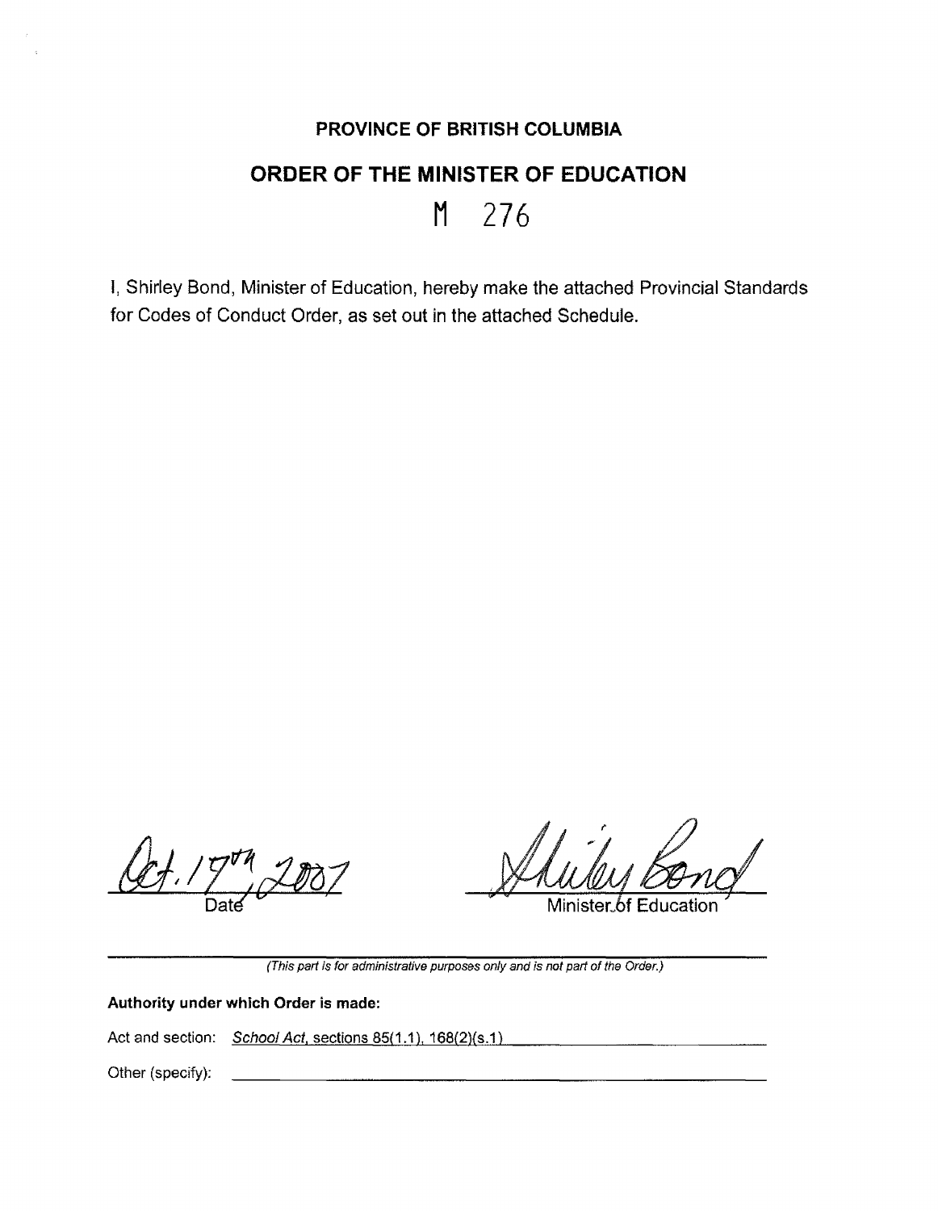**PROVINCE OF BRITISH COLUMBIA**

# ORDER OF THE MINISTER OF EDUCATION

## M 276

I, Shirley Bond, Minister of Education, hereby make the attached Provincial Standards for Codes of Conduct Order, as set out in the attached Schedule.

Oct. 17th, 2007
Date

Shirley Bond
Minister of Education

*(This part is for administrative purposes only and is not part of the Order.)*

**Authority under which Order is made:**

Act and section: *School Act*, sections 85(1.1), 168(2)(s.1)

Other (specify):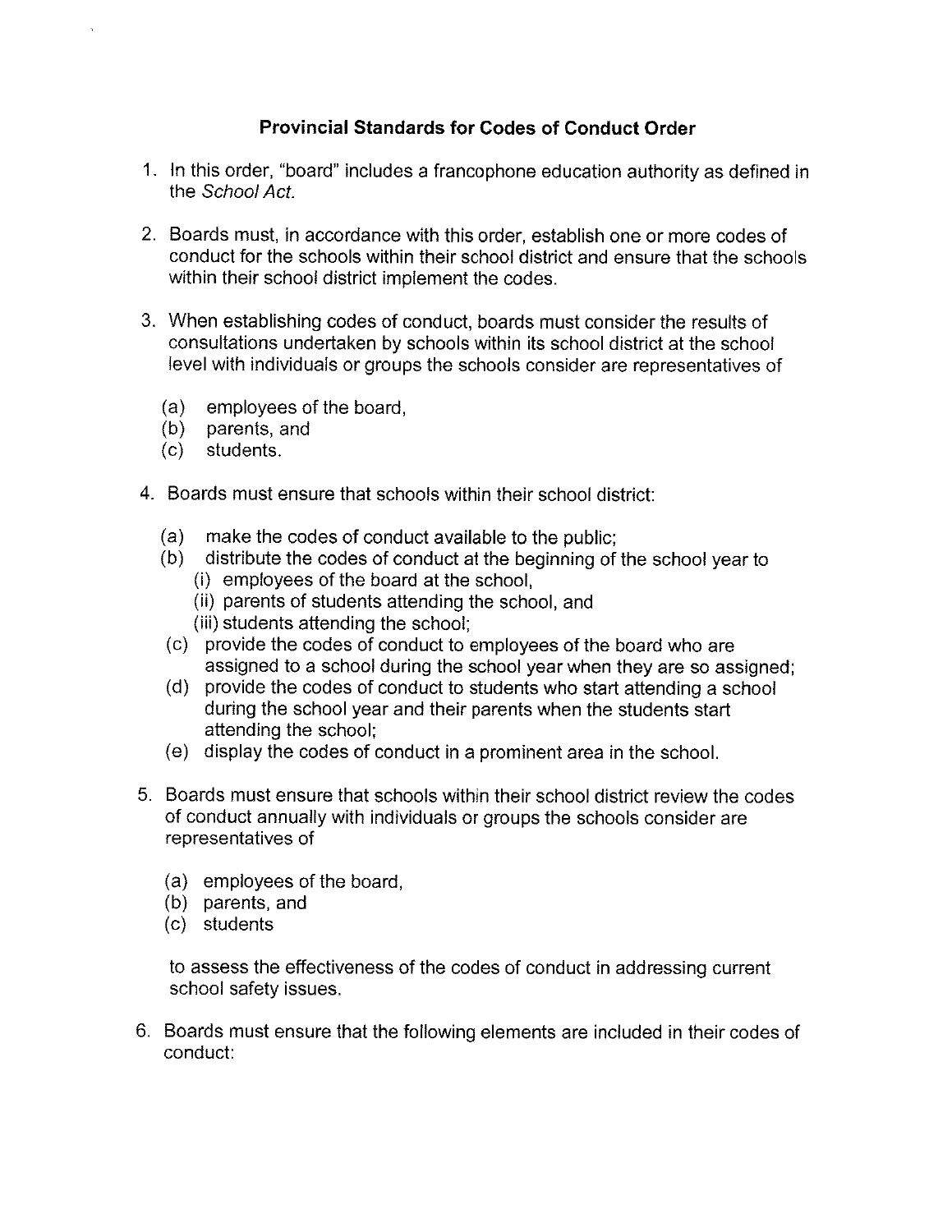## Provincial Standards for Codes of Conduct Order

1. In this order, "board" includes a francophone education authority as defined in the *School Act*.

2. Boards must, in accordance with this order, establish one or more codes of conduct for the schools within their school district and ensure that the schools within their school district implement the codes.

3. When establishing codes of conduct, boards must consider the results of consultations undertaken by schools within its school district at the school level with individuals or groups the schools consider are representatives of

   (a) employees of the board,
   (b) parents, and
   (c) students.

4. Boards must ensure that schools within their school district:

   (a) make the codes of conduct available to the public;
   (b) distribute the codes of conduct at the beginning of the school year to
      (i) employees of the board at the school,
      (ii) parents of students attending the school, and
      (iii) students attending the school;
   (c) provide the codes of conduct to employees of the board who are assigned to a school during the school year when they are so assigned;
   (d) provide the codes of conduct to students who start attending a school during the school year and their parents when the students start attending the school;
   (e) display the codes of conduct in a prominent area in the school.

5. Boards must ensure that schools within their school district review the codes of conduct annually with individuals or groups the schools consider are representatives of

   (a) employees of the board,
   (b) parents, and
   (c) students

   to assess the effectiveness of the codes of conduct in addressing current school safety issues.

6. Boards must ensure that the following elements are included in their codes of conduct: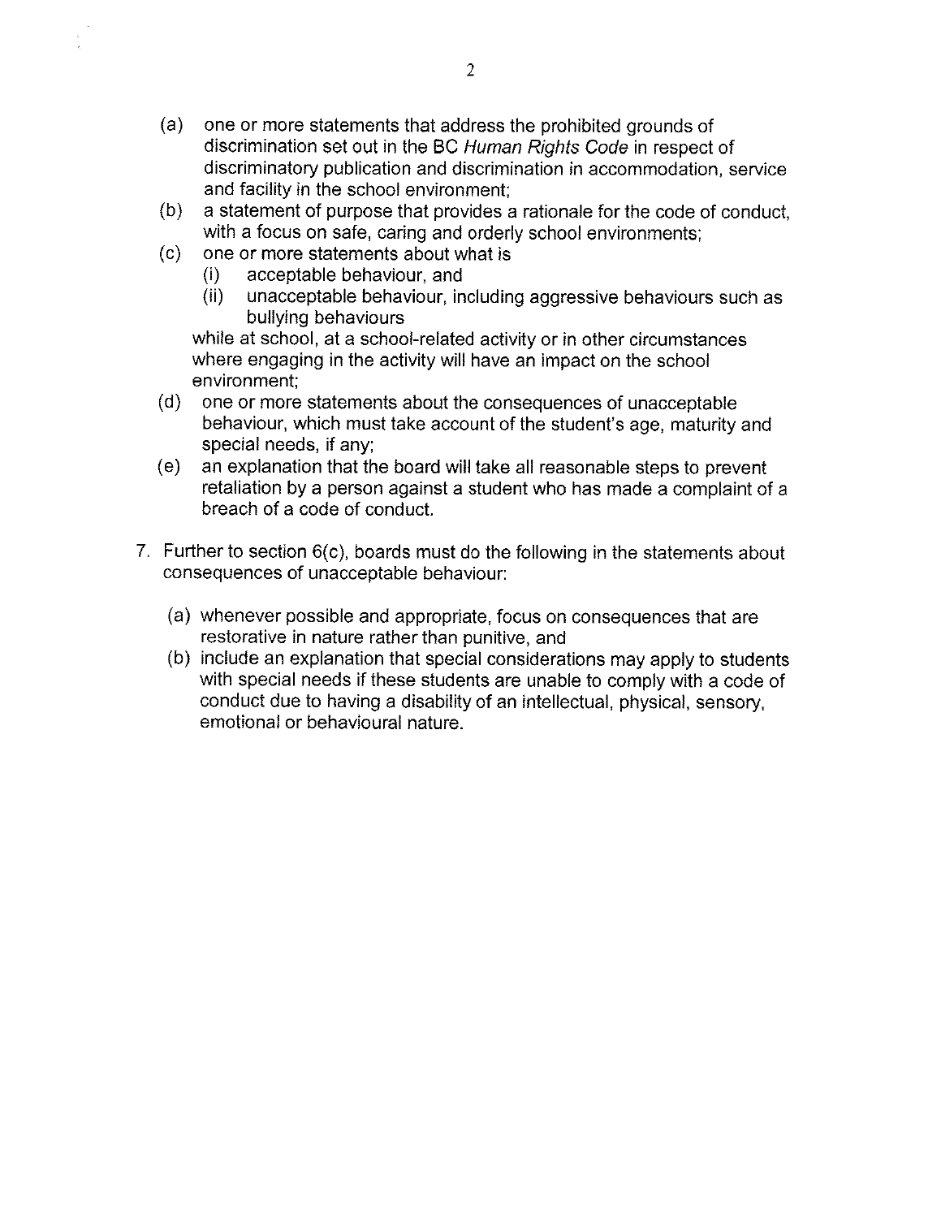(a) one or more statements that address the prohibited grounds of discrimination set out in the BC *Human Rights Code* in respect of discriminatory publication and discrimination in accommodation, service and facility in the school environment;

(b) a statement of purpose that provides a rationale for the code of conduct, with a focus on safe, caring and orderly school environments;

(c) one or more statements about what is
   - (i) acceptable behaviour, and
   - (ii) unacceptable behaviour, including aggressive behaviours such as bullying behaviours

   while at school, at a school-related activity or in other circumstances where engaging in the activity will have an impact on the school environment;

(d) one or more statements about the consequences of unacceptable behaviour, which must take account of the student's age, maturity and special needs, if any;

(e) an explanation that the board will take all reasonable steps to prevent retaliation by a person against a student who has made a complaint of a breach of a code of conduct.

7. Further to section 6(c), boards must do the following in the statements about consequences of unacceptable behaviour:

   (a) whenever possible and appropriate, focus on consequences that are restorative in nature rather than punitive, and

   (b) include an explanation that special considerations may apply to students with special needs if these students are unable to comply with a code of conduct due to having a disability of an intellectual, physical, sensory, emotional or behavioural nature.